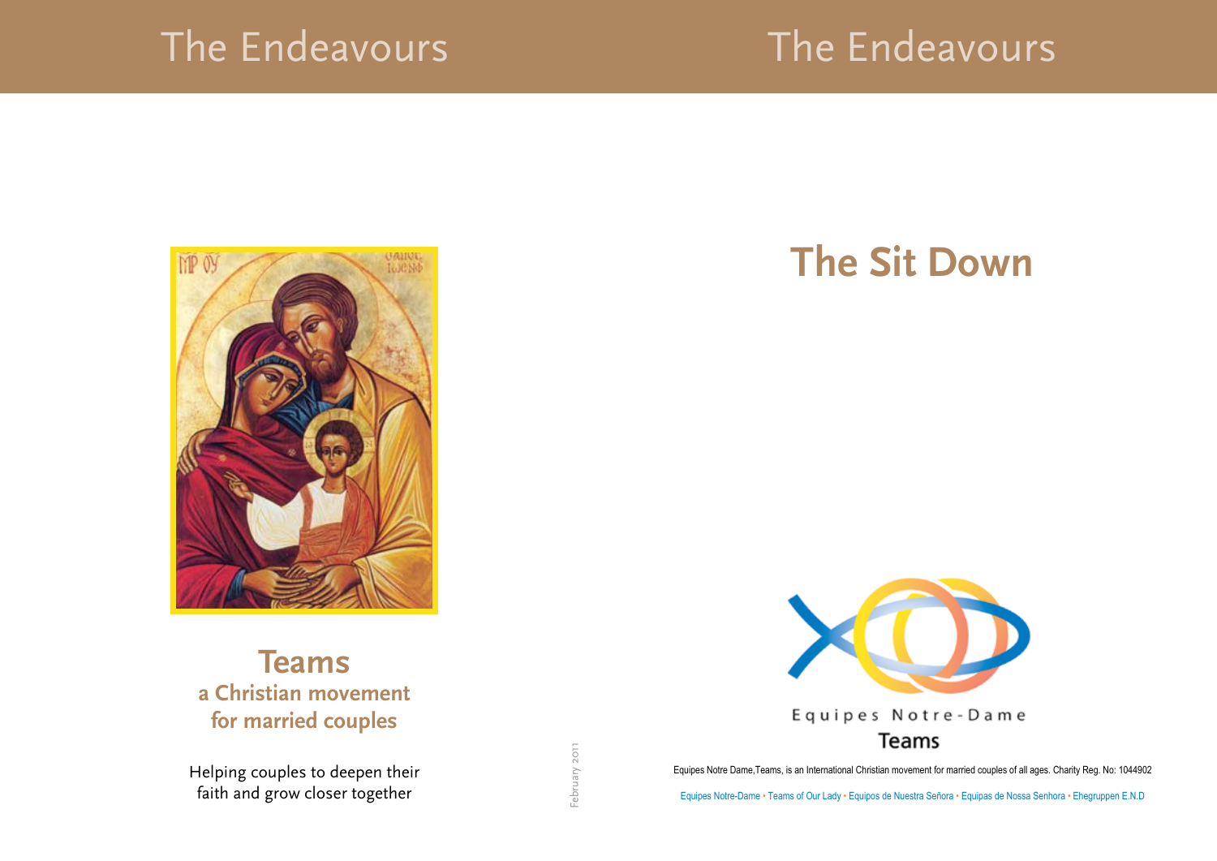The Endeavours

# Teams

## a Christian movement for married couples

Helping couples to deepen their faith and grow closer together

February 2011

The Endeavours

# The Sit Down

Equipes Notre-Dame

Teams

Equipes Notre Dame,Teams, is an International Christian movement for married couples of all ages. Charity Reg. No: 1044902

Equipes Notre-Dame • Teams of Our Lady • Equipos de Nuestra Señora • Equipas de Nossa Senhora • Ehegruppen E.N.D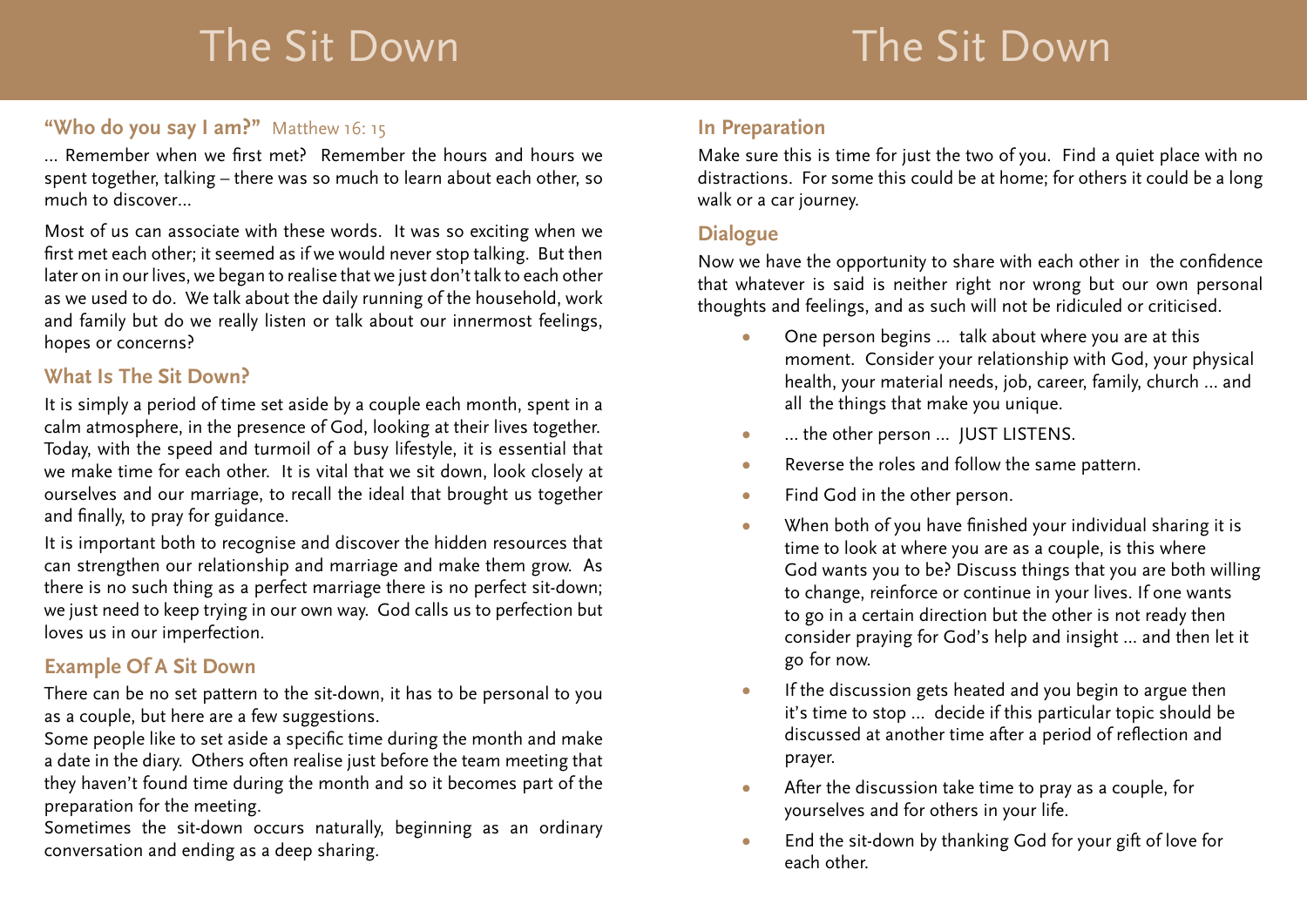# The Sit Down

### "Who do you say I am?" Matthew 16: 15

... Remember when we first met? Remember the hours and hours we spent together, talking – there was so much to learn about each other, so much to discover...

Most of us can associate with these words. It was so exciting when we first met each other; it seemed as if we would never stop talking. But then later on in our lives, we began to realise that we just don't talk to each other as we used to do. We talk about the daily running of the household, work and family but do we really listen or talk about our innermost feelings, hopes or concerns?

### What Is The Sit Down?

It is simply a period of time set aside by a couple each month, spent in a calm atmosphere, in the presence of God, looking at their lives together. Today, with the speed and turmoil of a busy lifestyle, it is essential that we make time for each other. It is vital that we sit down, look closely at ourselves and our marriage, to recall the ideal that brought us together and finally, to pray for guidance.

It is important both to recognise and discover the hidden resources that can strengthen our relationship and marriage and make them grow. As there is no such thing as a perfect marriage there is no perfect sit-down; we just need to keep trying in our own way. God calls us to perfection but loves us in our imperfection.

### Example Of A Sit Down

There can be no set pattern to the sit-down, it has to be personal to you as a couple, but here are a few suggestions.

Some people like to set aside a specific time during the month and make a date in the diary. Others often realise just before the team meeting that they haven't found time during the month and so it becomes part of the preparation for the meeting.

Sometimes the sit-down occurs naturally, beginning as an ordinary conversation and ending as a deep sharing.

### In Preparation

Make sure this is time for just the two of you. Find a quiet place with no distractions. For some this could be at home; for others it could be a long walk or a car journey.

### Dialogue

Now we have the opportunity to share with each other in the confidence that whatever is said is neither right nor wrong but our own personal thoughts and feelings, and as such will not be ridiculed or criticised.

- One person begins ... talk about where you are at this moment. Consider your relationship with God, your physical health, your material needs, job, career, family, church ... and all the things that make you unique.
- ... the other person ... JUST LISTENS.
- Reverse the roles and follow the same pattern.
- Find God in the other person.
- When both of you have finished your individual sharing it is time to look at where you are as a couple, is this where God wants you to be? Discuss things that you are both willing to change, reinforce or continue in your lives. If one wants to go in a certain direction but the other is not ready then consider praying for God's help and insight ... and then let it go for now.
- If the discussion gets heated and you begin to argue then it's time to stop ... decide if this particular topic should be discussed at another time after a period of reflection and prayer.
- After the discussion take time to pray as a couple, for yourselves and for others in your life.
- End the sit-down by thanking God for your gift of love for each other.